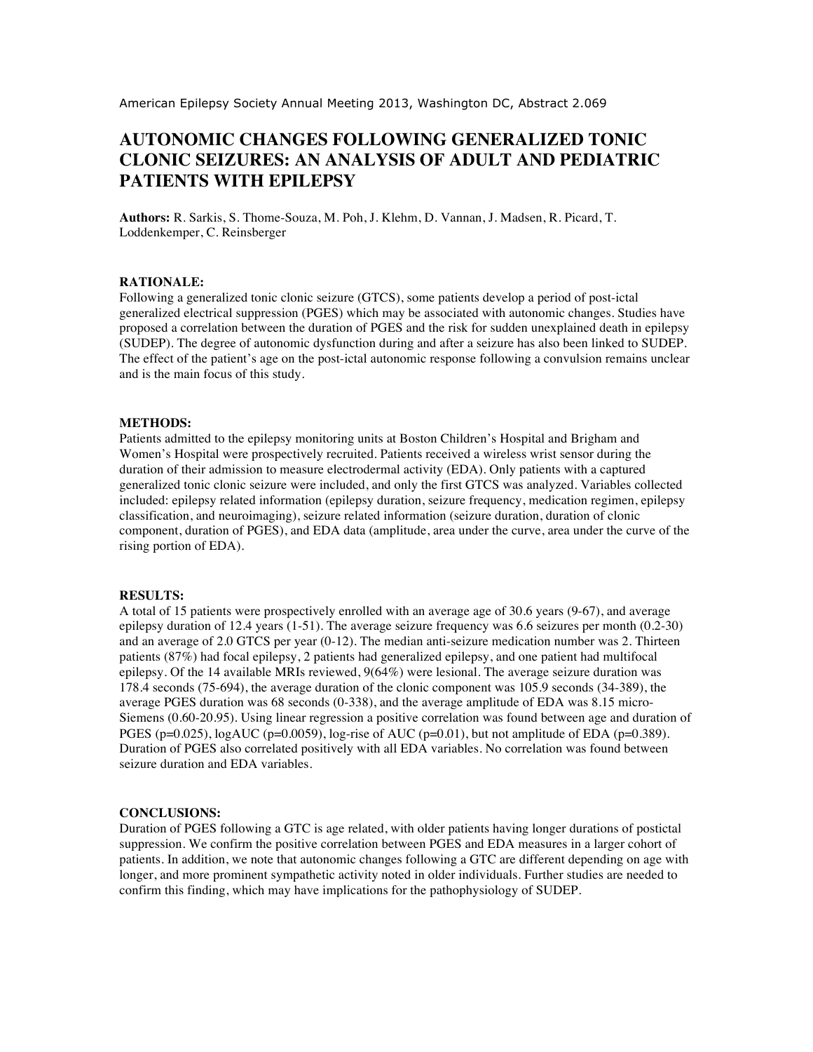American Epilepsy Society Annual Meeting 2013, Washington DC, Abstract 2.069

# AUTONOMIC CHANGES FOLLOWING GENERALIZED TONIC CLONIC SEIZURES: AN ANALYSIS OF ADULT AND PEDIATRIC PATIENTS WITH EPILEPSY

**Authors:** R. Sarkis, S. Thome-Souza, M. Poh, J. Klehm, D. Vannan, J. Madsen, R. Picard, T. Loddenkemper, C. Reinsberger

## RATIONALE:

Following a generalized tonic clonic seizure (GTCS), some patients develop a period of post-ictal generalized electrical suppression (PGES) which may be associated with autonomic changes. Studies have proposed a correlation between the duration of PGES and the risk for sudden unexplained death in epilepsy (SUDEP). The degree of autonomic dysfunction during and after a seizure has also been linked to SUDEP. The effect of the patient's age on the post-ictal autonomic response following a convulsion remains unclear and is the main focus of this study.

## METHODS:

Patients admitted to the epilepsy monitoring units at Boston Children's Hospital and Brigham and Women's Hospital were prospectively recruited. Patients received a wireless wrist sensor during the duration of their admission to measure electrodermal activity (EDA). Only patients with a captured generalized tonic clonic seizure were included, and only the first GTCS was analyzed. Variables collected included: epilepsy related information (epilepsy duration, seizure frequency, medication regimen, epilepsy classification, and neuroimaging), seizure related information (seizure duration, duration of clonic component, duration of PGES), and EDA data (amplitude, area under the curve, area under the curve of the rising portion of EDA).

## RESULTS:

A total of 15 patients were prospectively enrolled with an average age of 30.6 years (9-67), and average epilepsy duration of 12.4 years (1-51). The average seizure frequency was 6.6 seizures per month (0.2-30) and an average of 2.0 GTCS per year (0-12). The median anti-seizure medication number was 2. Thirteen patients (87%) had focal epilepsy, 2 patients had generalized epilepsy, and one patient had multifocal epilepsy. Of the 14 available MRIs reviewed, 9(64%) were lesional. The average seizure duration was 178.4 seconds (75-694), the average duration of the clonic component was 105.9 seconds (34-389), the average PGES duration was 68 seconds (0-338), and the average amplitude of EDA was 8.15 micro-Siemens (0.60-20.95). Using linear regression a positive correlation was found between age and duration of PGES ($p=0.025$), logAUC ($p=0.0059$), log-rise of AUC ($p=0.01$), but not amplitude of EDA ($p=0.389$). Duration of PGES also correlated positively with all EDA variables. No correlation was found between seizure duration and EDA variables.

## CONCLUSIONS:

Duration of PGES following a GTC is age related, with older patients having longer durations of postictal suppression. We confirm the positive correlation between PGES and EDA measures in a larger cohort of patients. In addition, we note that autonomic changes following a GTC are different depending on age with longer, and more prominent sympathetic activity noted in older individuals. Further studies are needed to confirm this finding, which may have implications for the pathophysiology of SUDEP.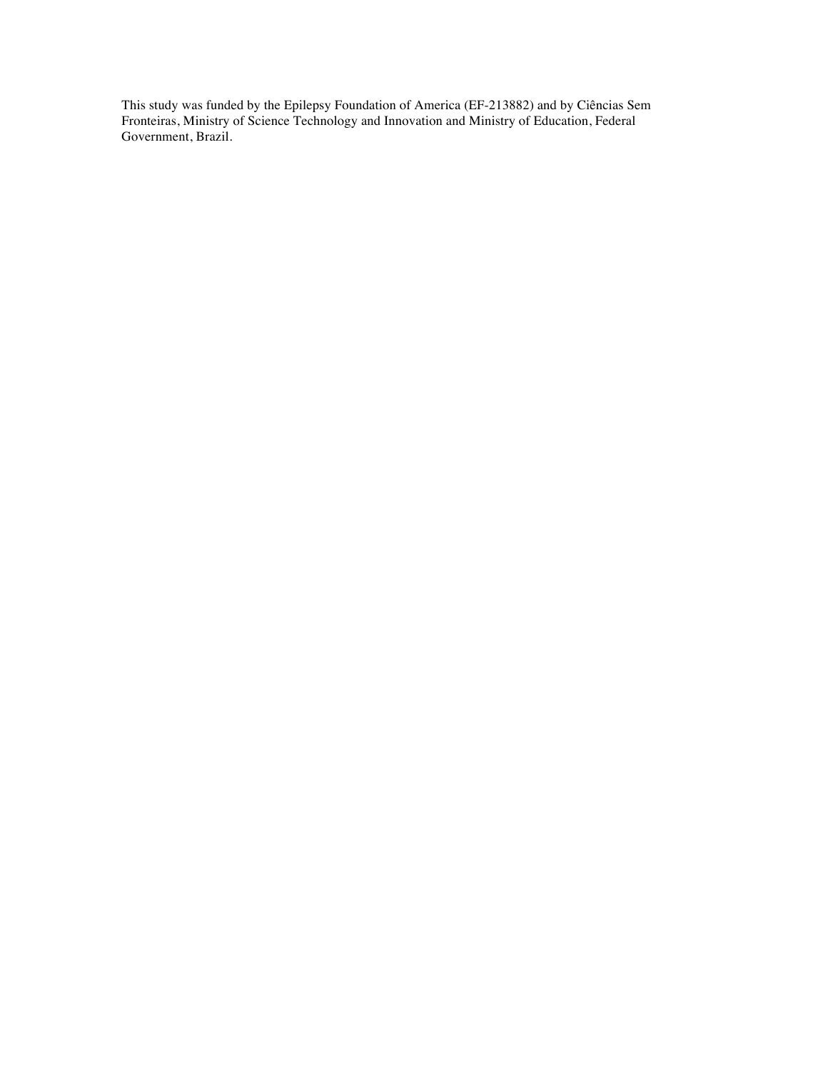This study was funded by the Epilepsy Foundation of America (EF-213882) and by Ciências Sem Fronteiras, Ministry of Science Technology and Innovation and Ministry of Education, Federal Government, Brazil.